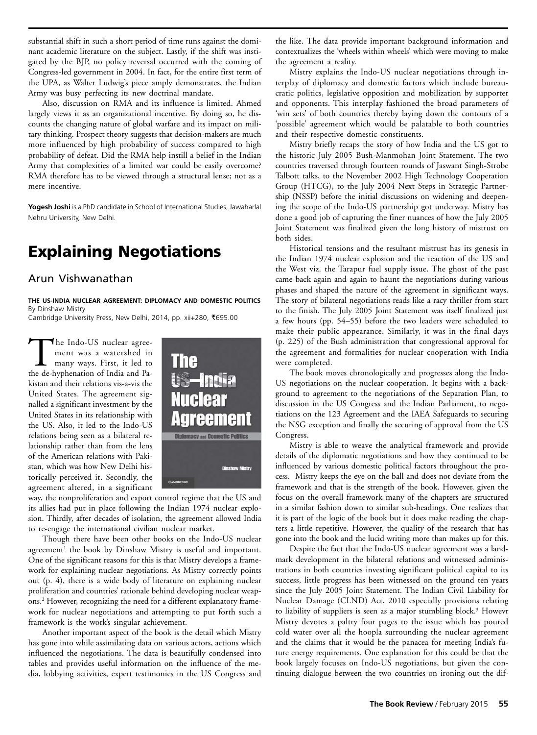substantial shift in such a short period of time runs against the dominant academic literature on the subject. Lastly, if the shift was instigated by the BJP, no policy reversal occurred with the coming of Congress-led government in 2004. In fact, for the entire first term of the UPA, as Walter Ludwig's piece amply demonstrates, the Indian Army was busy perfecting its new doctrinal mandate.

Also, discussion on RMA and its influence is limited. Ahmed largely views it as an organizational incentive. By doing so, he discounts the changing nature of global warfare and its impact on military thinking. Prospect theory suggests that decision-makers are much more influenced by high probability of success compared to high probability of defeat. Did the RMA help instill a belief in the Indian Army that complexities of a limited war could be easily overcome? RMA therefore has to be viewed through a structural lense; not as a mere incentive.

**Yogesh Joshi** is a PhD candidate in School of International Studies, Jawaharlal Nehru University, New Delhi.

# Explaining Negotiations

## Arun Vishwanathan

**THE US-INDIA NUCLEAR AGREEMENT: DIPLOMACY AND DOMESTIC POLITICS**
By Dinshaw Mistry
Cambridge University Press, New Delhi, 2014, pp. xii+280, ₹695.00

The Indo-US nuclear agreement was a watershed in many ways. First, it led to the de-hyphenation of India and Pakistan and their relations vis-a-vis the United States. The agreement signalled a significant investment by the United States in its relationship with the US. Also, it led to the Indo-US relations being seen as a bilateral relationship rather than from the lens of the American relations with Pakistan, which was how New Delhi historically perceived it. Secondly, the agreement altered, in a significant way, the nonproliferation and export control regime that the US and its allies had put in place following the Indian 1974 nuclear explosion. Thirdly, after decades of isolation, the agreement allowed India to re-engage the international civilian nuclear market.

Though there have been other books on the Indo-US nuclear agreement[1] the book by Dinshaw Mistry is useful and important. One of the significant reasons for this is that Mistry develops a framework for explaining nuclear negotiations. As Mistry correctly points out (p. 4), there is a wide body of literature on explaining nuclear proliferation and countries' rationale behind developing nuclear weapons.[2] However, recognizing the need for a different explanatory framework for nuclear negotiations and attempting to put forth such a framework is the work's singular achievement.

Another important aspect of the book is the detail which Mistry has gone into while assimilating data on various actors, actions which influenced the negotiations. The data is beautifully condensed into tables and provides useful information on the influence of the media, lobbying activities, expert testimonies in the US Congress and the like. The data provide important background information and contextualizes the 'wheels within wheels' which were moving to make the agreement a reality.

Mistry explains the Indo-US nuclear negotiations through interplay of diplomacy and domestic factors which include bureaucratic politics, legislative opposition and mobilization by supporter and opponents. This interplay fashioned the broad parameters of 'win sets' of both countries thereby laying down the contours of a 'possible' agreement which would be palatable to both countries and their respective domestic constituents.

Mistry briefly recaps the story of how India and the US got to the historic July 2005 Bush-Manmohan Joint Statement. The two countries traversed through fourteen rounds of Jaswant Singh-Strobe Talbott talks, to the November 2002 High Technology Cooperation Group (HTCG), to the July 2004 Next Steps in Strategic Partnership (NSSP) before the initial discussions on widening and deepening the scope of the Indo-US partnership got underway. Mistry has done a good job of capturing the finer nuances of how the July 2005 Joint Statement was finalized given the long history of mistrust on both sides.

Historical tensions and the resultant mistrust has its genesis in the Indian 1974 nuclear explosion and the reaction of the US and the West viz. the Tarapur fuel supply issue. The ghost of the past came back again and again to haunt the negotiations during various phases and shaped the nature of the agreement in significant ways. The story of bilateral negotiations reads like a racy thriller from start to the finish. The July 2005 Joint Statement was itself finalized just a few hours (pp. 54–55) before the two leaders were scheduled to make their public appearance. Similarly, it was in the final days (p. 225) of the Bush administration that congressional approval for the agreement and formalities for nuclear cooperation with India were completed.

The book moves chronologically and progresses along the Indo-US negotiations on the nuclear cooperation. It begins with a background to agreement to the negotiations of the Separation Plan, to discussion in the US Congress and the Indian Parliament, to negotiations on the 123 Agreement and the IAEA Safeguards to securing the NSG exception and finally the securing of approval from the US Congress.

Mistry is able to weave the analytical framework and provide details of the diplomatic negotiations and how they continued to be influenced by various domestic political factors throughout the process. Mistry keeps the eye on the ball and does not deviate from the framework and that is the strength of the book. However, given the focus on the overall framework many of the chapters are structured in a similar fashion down to similar sub-headings. One realizes that it is part of the logic of the book but it does make reading the chapters a little repetitive. However, the quality of the research that has gone into the book and the lucid writing more than makes up for this.

Despite the fact that the Indo-US nuclear agreement was a landmark development in the bilateral relations and witnessed administrations in both countries investing significant political capital to its success, little progress has been witnessed on the ground ten years since the July 2005 Joint Statement. The Indian Civil Liability for Nuclear Damage (CLND) Act, 2010 especially provisions relating to liability of suppliers is seen as a major stumbling block.[3] Howevr Mistry devotes a paltry four pages to the issue which has poured cold water over all the hoopla surrounding the nuclear agreement and the claims that it would be the panacea for meeting India's future energy requirements. One explanation for this could be that the book largely focuses on Indo-US negotiations, but given the continuing dialogue between the two countries on ironing out the dif-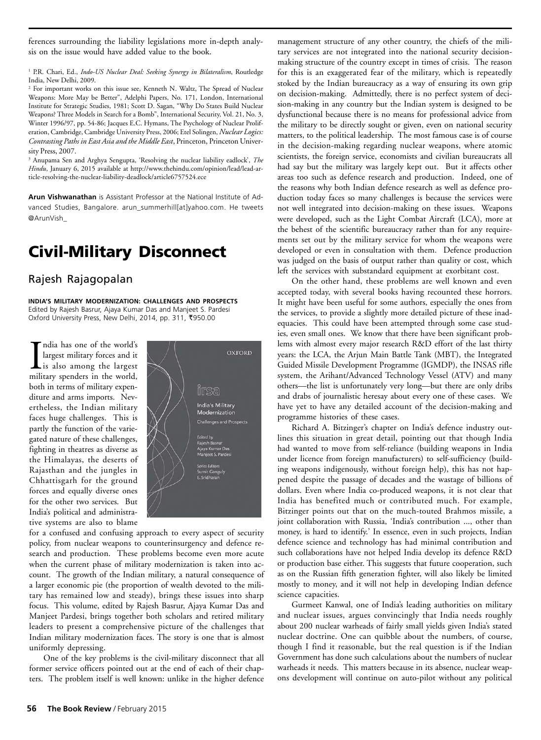ferences surrounding the liability legislations more in-depth analysis on the issue would have added value to the book.

[1] P.R. Chari, Ed., *Indo-US Nuclear Deal: Seeking Synergy in Bilateralism*, Routledge India, New Delhi, 2009.

[2] For important works on this issue see, Kenneth N. Waltz, The Spread of Nuclear Weapons: More May be Better", Adelphi Papers, No. 171, London, International Institute for Strategic Studies, 1981; Scott D. Sagan, "Why Do States Build Nuclear Weapons? Three Models in Search for a Bomb", International Security, Vol. 21, No. 3, Winter 1996/97, pp. 54-86; Jacques E.C. Hymans, The Psychology of Nuclear Proliferation, Cambridge, Cambridge University Press, 2006; Etel Solingen, *Nuclear Logics: Contrasting Paths in East Asia and the Middle East*, Princeton, Princeton University Press, 2007.

[3] Anupama Sen and Arghya Sengupta, 'Resolving the nuclear liability eadlock', *The Hindu*, January 6, 2015 available at http://www.thehindu.com/opinion/lead/lead-article-resolving-the-nuclear-liability-deadlock/article6757524.ece

**Arun Vishwanathan** is Assistant Professor at the National Institute of Advanced Studies, Bangalore. arun_summerhill[at]yahoo.com. He tweets @ArunVish_

# Civil-Military Disconnect

## Rajesh Rajagopalan

**INDIA'S MILITARY MODERNIZATION: CHALLENGES AND PROSPECTS**
Edited by Rajesh Basrur, Ajaya Kumar Das and Manjeet S. Pardesi
Oxford University Press, New Delhi, 2014, pp. 311, ₹950.00

India has one of the world's largest military forces and it is also among the largest military spenders in the world, both in terms of military expenditure and arms imports. Nevertheless, the Indian military faces huge challenges. This is partly the function of the variegated nature of these challenges, fighting in theatres as diverse as the Himalayas, the deserts of Rajasthan and the jungles in Chhattisgarh for the ground forces and equally diverse ones for the other two services. But India's political and administrative systems are also to blame for a confused and confusing approach to every aspect of security policy, from nuclear weapons to counterinsurgency and defence research and production. These problems become even more acute when the current phase of military modernization is taken into account. The growth of the Indian military, a natural consequence of a larger economic pie (the proportion of wealth devoted to the military has remained low and steady), brings these issues into sharp focus. This volume, edited by Rajesh Basrur, Ajaya Kumar Das and Manjeet Pardesi, brings together both scholars and retired military leaders to present a comprehensive picture of the challenges that Indian military modernization faces. The story is one that is almost uniformly depressing.

One of the key problems is the civil-military disconnect that all former service officers pointed out at the end of each of their chapters. The problem itself is well known: unlike in the higher defence management structure of any other country, the chiefs of the military services are not integrated into the national security decision-making structure of the country except in times of crisis. The reason for this is an exaggerated fear of the military, which is repeatedly stoked by the Indian bureaucracy as a way of ensuring its own grip on decision-making. Admittedly, there is no perfect system of decision-making in any country but the Indian system is designed to be dysfunctional because there is no means for professional advice from the military to be directly sought or given, even on national security matters, to the political leadership. The most famous case is of course in the decision-making regarding nuclear weapons, where atomic scientists, the foreign service, economists and civilian bureaucrats all had say but the military was largely kept out. But it affects other areas too such as defence research and production. Indeed, one of the reasons why both Indian defence research as well as defence production today faces so many challenges is because the services were not well integrated into decision-making on these issues. Weapons were developed, such as the Light Combat Aircraft (LCA), more at the behest of the scientific bureaucracy rather than for any requirements set out by the military service for whom the weapons were developed or even in consultation with them. Defence production was judged on the basis of output rather than quality or cost, which left the services with substandard equipment at exorbitant cost.

On the other hand, these problems are well known and even accepted today, with several books having recounted these horrors. It might have been useful for some authors, especially the ones from the services, to provide a slightly more detailed picture of these inadequacies. This could have been attempted through some case studies, even small ones. We know that there have been significant problems with almost every major research R&D effort of the last thirty years: the LCA, the Arjun Main Battle Tank (MBT), the Integrated Guided Missile Development Programme (IGMDP), the INSAS rifle system, the Arihant/Advanced Technology Vessel (ATV) and many others—the list is unfortunately very long—but there are only dribs and drabs of journalistic heresay about every one of these cases. We have yet to have any detailed account of the decision-making and programme histories of these cases.

Richard A. Bitzinger's chapter on India's defence industry outlines this situation in great detail, pointing out that though India had wanted to move from self-reliance (building weapons in India under licence from foreign manufacturers) to self-sufficiency (building weapons indigenously, without foreign help), this has not happened despite the passage of decades and the wastage of billions of dollars. Even where India co-produced weapons, it is not clear that India has benefited much or contributed much. For example, Bitzinger points out that on the much-touted Brahmos missile, a joint collaboration with Russia, 'India's contribution ..., other than money, is hard to identify.' In essence, even in such projects, Indian defence science and technology has had minimal contribution and such collaborations have not helped India develop its defence R&D or production base either. This suggests that future cooperation, such as on the Russian fifth generation fighter, will also likely be limited mostly to money, and it will not help in developing Indian defence science capacities.

Gurmeet Kanwal, one of India's leading authorities on military and nuclear issues, argues convincingly that India needs roughly about 200 nuclear warheads of fairly small yields given India's stated nuclear doctrine. One can quibble about the numbers, of course, though I find it reasonable, but the real question is if the Indian Government has done such calculations about the numbers of nuclear warheads it needs. This matters because in its absence, nuclear weapons development will continue on auto-pilot without any political